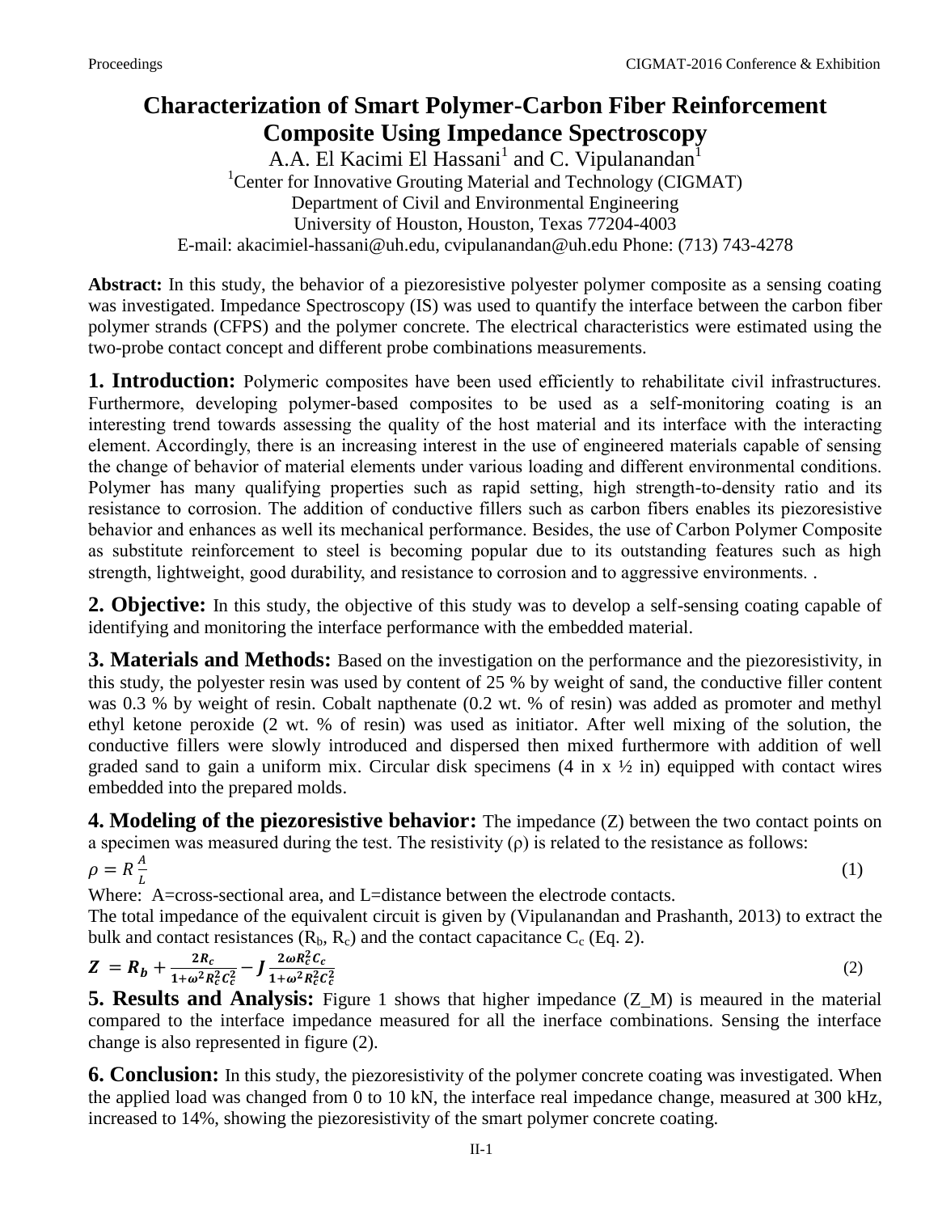# Characterization of Smart Polymer-Carbon Fiber Reinforcement Composite Using Impedance Spectroscopy

A.A. El Kacimi El Hassani[1] and C. Vipulanandan[1]

[1]Center for Innovative Grouting Material and Technology (CIGMAT)
Department of Civil and Environmental Engineering
University of Houston, Houston, Texas 77204-4003
E-mail: akacimiel-hassani@uh.edu, cvipulanandan@uh.edu Phone: (713) 743-4278

**Abstract:** In this study, the behavior of a piezoresistive polyester polymer composite as a sensing coating was investigated. Impedance Spectroscopy (IS) was used to quantify the interface between the carbon fiber polymer strands (CFPS) and the polymer concrete. The electrical characteristics were estimated using the two-probe contact concept and different probe combinations measurements.

## 1. Introduction:

Polymeric composites have been used efficiently to rehabilitate civil infrastructures. Furthermore, developing polymer-based composites to be used as a self-monitoring coating is an interesting trend towards assessing the quality of the host material and its interface with the interacting element. Accordingly, there is an increasing interest in the use of engineered materials capable of sensing the change of behavior of material elements under various loading and different environmental conditions. Polymer has many qualifying properties such as rapid setting, high strength-to-density ratio and its resistance to corrosion. The addition of conductive fillers such as carbon fibers enables its piezoresistive behavior and enhances as well its mechanical performance. Besides, the use of Carbon Polymer Composite as substitute reinforcement to steel is becoming popular due to its outstanding features such as high strength, lightweight, good durability, and resistance to corrosion and to aggressive environments. .

## 2. Objective:

In this study, the objective of this study was to develop a self-sensing coating capable of identifying and monitoring the interface performance with the embedded material.

## 3. Materials and Methods:

Based on the investigation on the performance and the piezoresistivity, in this study, the polyester resin was used by content of 25 % by weight of sand, the conductive filler content was 0.3 % by weight of resin. Cobalt napthenate (0.2 wt. % of resin) was added as promoter and methyl ethyl ketone peroxide (2 wt. % of resin) was used as initiator. After well mixing of the solution, the conductive fillers were slowly introduced and dispersed then mixed furthermore with addition of well graded sand to gain a uniform mix. Circular disk specimens (4 in x ½ in) equipped with contact wires embedded into the prepared molds.

## 4. Modeling of the piezoresistive behavior:

The impedance (Z) between the two contact points on a specimen was measured during the test. The resistivity (ρ) is related to the resistance as follows:

$$\rho = R\frac{A}{L} \tag{1}$$

Where: A=cross-sectional area, and L=distance between the electrode contacts.

The total impedance of the equivalent circuit is given by (Vipulanandan and Prashanth, 2013) to extract the bulk and contact resistances ($R_b$, $R_c$) and the contact capacitance $C_c$ (Eq. 2).

$$\boldsymbol{Z} = \boldsymbol{R_b} + \frac{2R_c}{1+\omega^2 R_c^2 C_c^2} - \boldsymbol{J}\frac{2\omega R_c^2 C_c}{1+\omega^2 R_c^2 C_c^2} \tag{2}$$

## 5. Results and Analysis:

Figure 1 shows that higher impedance (Z_M) is meaured in the material compared to the interface impedance measured for all the inerface combinations. Sensing the interface change is also represented in figure (2).

## 6. Conclusion:

In this study, the piezoresistivity of the polymer concrete coating was investigated. When the applied load was changed from 0 to 10 kN, the interface real impedance change, measured at 300 kHz, increased to 14%, showing the piezoresistivity of the smart polymer concrete coating.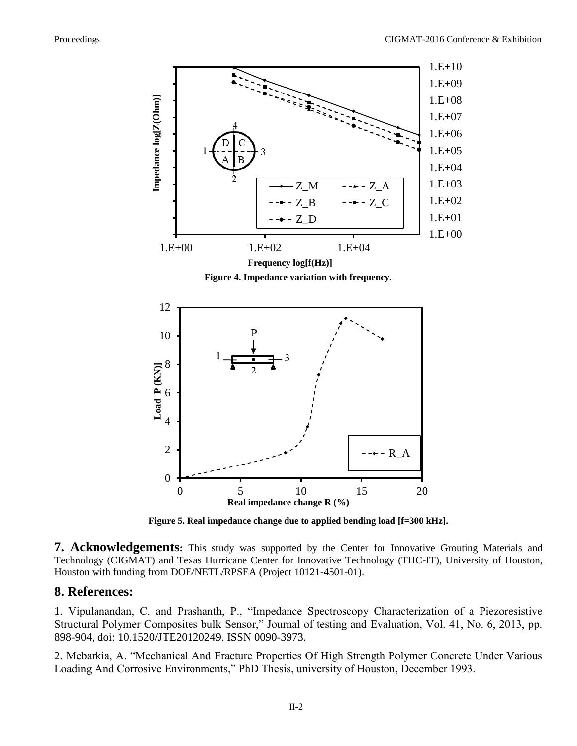Impedance log[Z(Ohm)]

1.E+10
1.E+09
1.E+08
1.E+07
1.E+06
1.E+05
1.E+04
1.E+03
1.E+02
1.E+01
1.E+00

1.E+00 1.E+02 1.E+04

Frequency log[f(Hz)]

4
D C
1 3
A B
2

Z_M Z_A Z_B Z_C Z_D

**Figure 4. Impedance variation with frequency.**

Load P (KN)]

12 10 8 6 4 2 0

0 5 10 15 20

Real impedance change R (%)

P
1 3
2

R_A

**Figure 5. Real impedance change due to applied bending load [f=300 kHz].**

## 7. Acknowledgements:

This study was supported by the Center for Innovative Grouting Materials and Technology (CIGMAT) and Texas Hurricane Center for Innovative Technology (THC-IT), University of Houston, Houston with funding from DOE/NETL/RPSEA (Project 10121-4501-01).

## 8. References:

1. Vipulanandan, C. and Prashanth, P., "Impedance Spectroscopy Characterization of a Piezoresistive Structural Polymer Composites bulk Sensor," Journal of testing and Evaluation, Vol. 41, No. 6, 2013, pp. 898-904, doi: 10.1520/JTE20120249. ISSN 0090-3973.

2. Mebarkia, A. "Mechanical And Fracture Properties Of High Strength Polymer Concrete Under Various Loading And Corrosive Environments," PhD Thesis, university of Houston, December 1993.